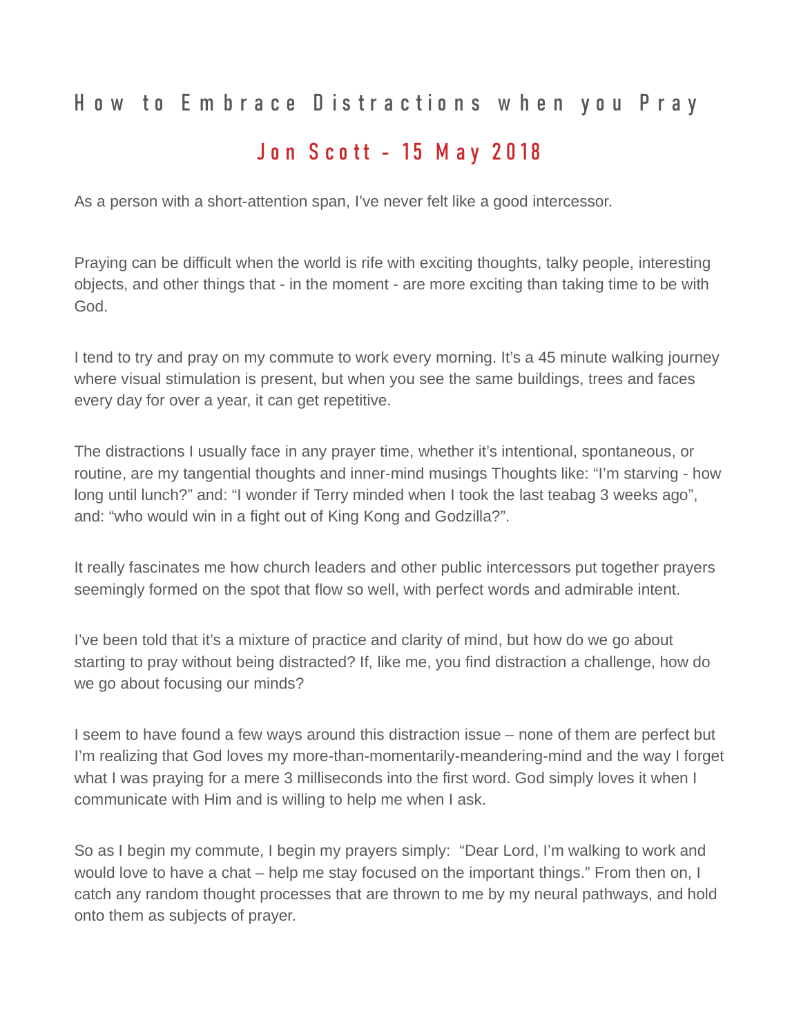# How to Embrace Distractions when you Pray

## Jon Scott - 15 May 2018

As a person with a short-attention span, I've never felt like a good intercessor.

Praying can be difficult when the world is rife with exciting thoughts, talky people, interesting objects, and other things that - in the moment - are more exciting than taking time to be with God.

I tend to try and pray on my commute to work every morning. It's a 45 minute walking journey where visual stimulation is present, but when you see the same buildings, trees and faces every day for over a year, it can get repetitive.

The distractions I usually face in any prayer time, whether it's intentional, spontaneous, or routine, are my tangential thoughts and inner-mind musings Thoughts like: "I'm starving - how long until lunch?" and: "I wonder if Terry minded when I took the last teabag 3 weeks ago", and: "who would win in a fight out of King Kong and Godzilla?".

It really fascinates me how church leaders and other public intercessors put together prayers seemingly formed on the spot that flow so well, with perfect words and admirable intent.

I've been told that it's a mixture of practice and clarity of mind, but how do we go about starting to pray without being distracted? If, like me, you find distraction a challenge, how do we go about focusing our minds?

I seem to have found a few ways around this distraction issue – none of them are perfect but I'm realizing that God loves my more-than-momentarily-meandering-mind and the way I forget what I was praying for a mere 3 milliseconds into the first word. God simply loves it when I communicate with Him and is willing to help me when I ask.

So as I begin my commute, I begin my prayers simply: "Dear Lord, I'm walking to work and would love to have a chat – help me stay focused on the important things." From then on, I catch any random thought processes that are thrown to me by my neural pathways, and hold onto them as subjects of prayer.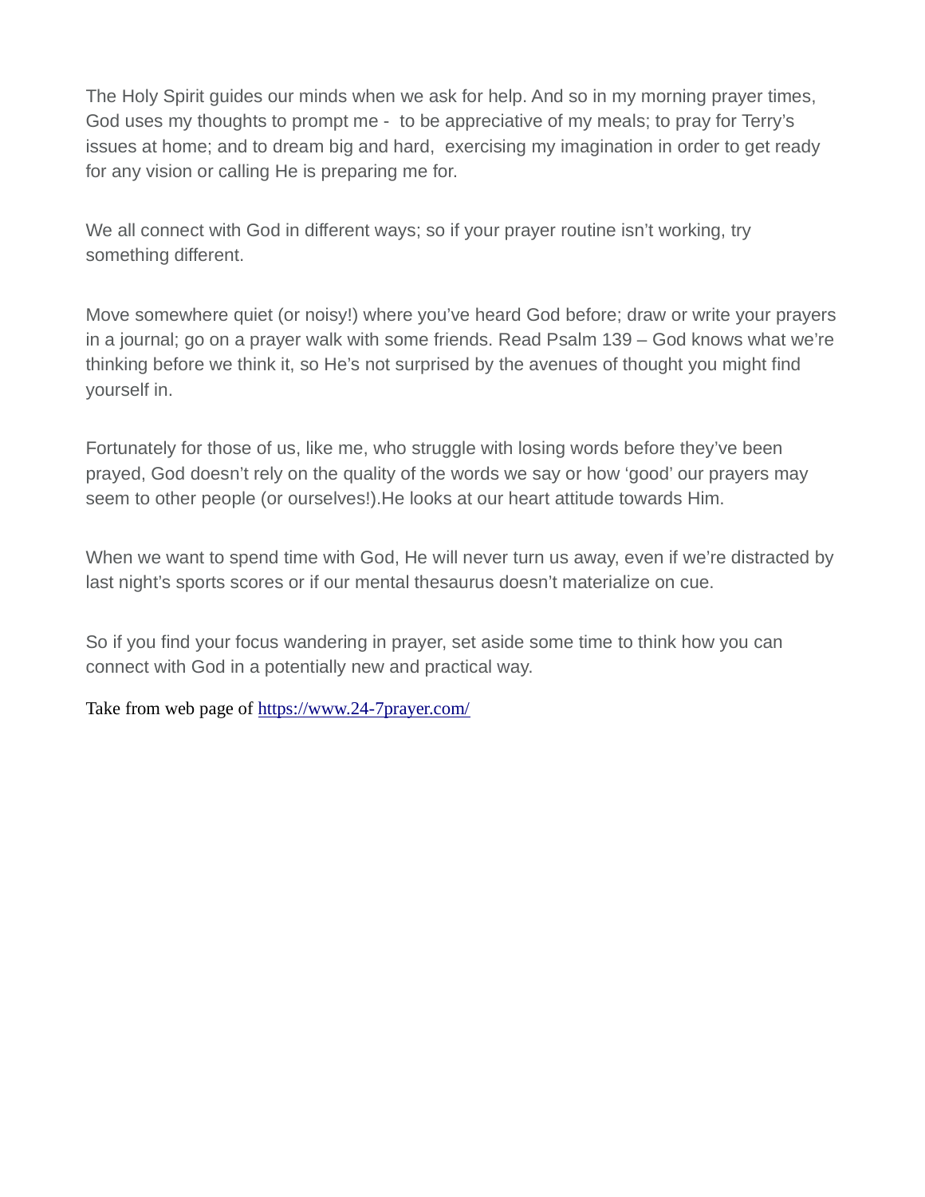The Holy Spirit guides our minds when we ask for help. And so in my morning prayer times, God uses my thoughts to prompt me - to be appreciative of my meals; to pray for Terry's issues at home; and to dream big and hard, exercising my imagination in order to get ready for any vision or calling He is preparing me for.

We all connect with God in different ways; so if your prayer routine isn't working, try something different.

Move somewhere quiet (or noisy!) where you've heard God before; draw or write your prayers in a journal; go on a prayer walk with some friends. Read Psalm 139 – God knows what we're thinking before we think it, so He's not surprised by the avenues of thought you might find yourself in.

Fortunately for those of us, like me, who struggle with losing words before they've been prayed, God doesn't rely on the quality of the words we say or how 'good' our prayers may seem to other people (or ourselves!).He looks at our heart attitude towards Him.

When we want to spend time with God, He will never turn us away, even if we're distracted by last night's sports scores or if our mental thesaurus doesn't materialize on cue.

So if you find your focus wandering in prayer, set aside some time to think how you can connect with God in a potentially new and practical way.

Take from web page of [https://www.24-7prayer.com/](https://www.24-7prayer.com/)